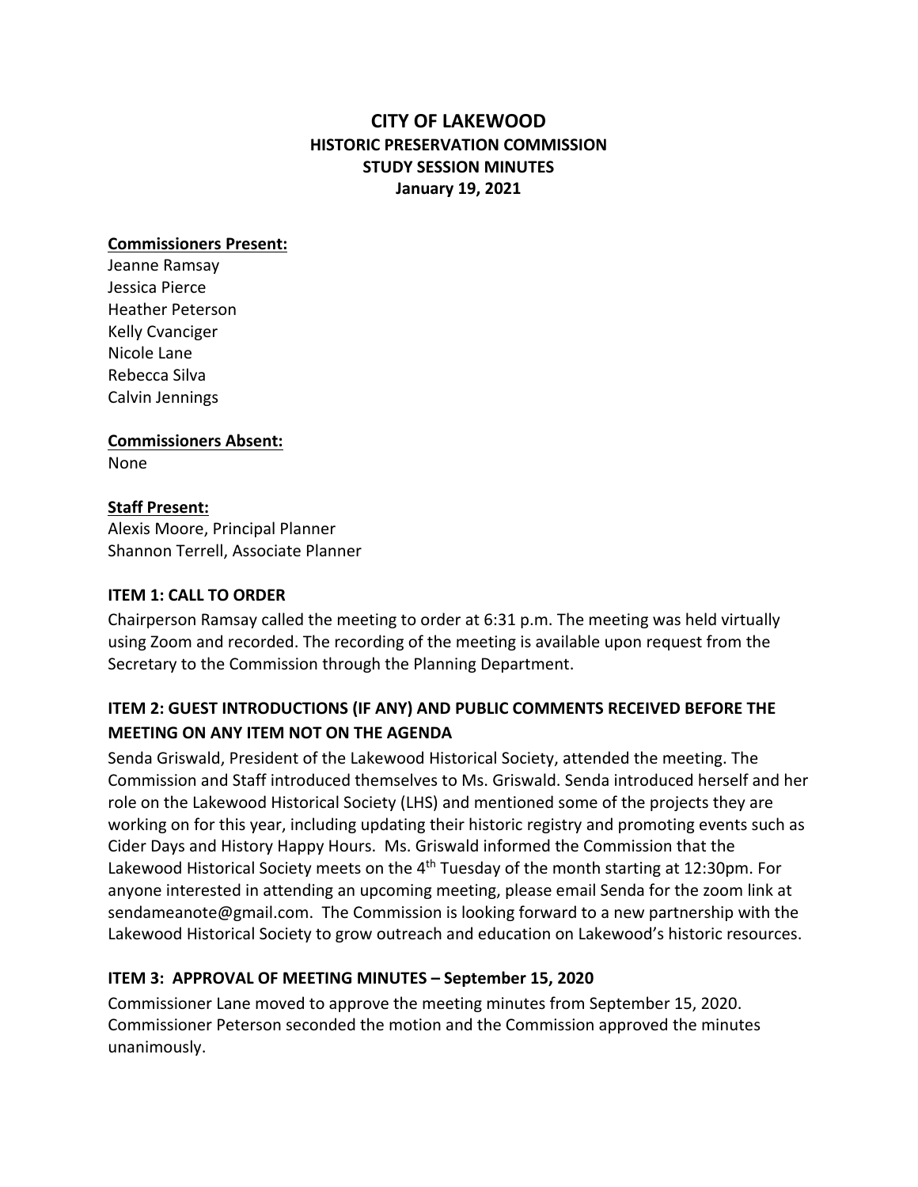# CITY OF LAKEWOOD
## HISTORIC PRESERVATION COMMISSION
## STUDY SESSION MINUTES
## January 19, 2021

**Commissioners Present:**
Jeanne Ramsay
Jessica Pierce
Heather Peterson
Kelly Cvanciger
Nicole Lane
Rebecca Silva
Calvin Jennings

**Commissioners Absent:**
None

**Staff Present:**
Alexis Moore, Principal Planner
Shannon Terrell, Associate Planner

### ITEM 1: CALL TO ORDER

Chairperson Ramsay called the meeting to order at 6:31 p.m. The meeting was held virtually using Zoom and recorded. The recording of the meeting is available upon request from the Secretary to the Commission through the Planning Department.

### ITEM 2: GUEST INTRODUCTIONS (IF ANY) AND PUBLIC COMMENTS RECEIVED BEFORE THE MEETING ON ANY ITEM NOT ON THE AGENDA

Senda Griswald, President of the Lakewood Historical Society, attended the meeting. The Commission and Staff introduced themselves to Ms. Griswald. Senda introduced herself and her role on the Lakewood Historical Society (LHS) and mentioned some of the projects they are working on for this year, including updating their historic registry and promoting events such as Cider Days and History Happy Hours. Ms. Griswald informed the Commission that the Lakewood Historical Society meets on the 4th Tuesday of the month starting at 12:30pm. For anyone interested in attending an upcoming meeting, please email Senda for the zoom link at sendameanote@gmail.com. The Commission is looking forward to a new partnership with the Lakewood Historical Society to grow outreach and education on Lakewood's historic resources.

### ITEM 3: APPROVAL OF MEETING MINUTES – September 15, 2020

Commissioner Lane moved to approve the meeting minutes from September 15, 2020. Commissioner Peterson seconded the motion and the Commission approved the minutes unanimously.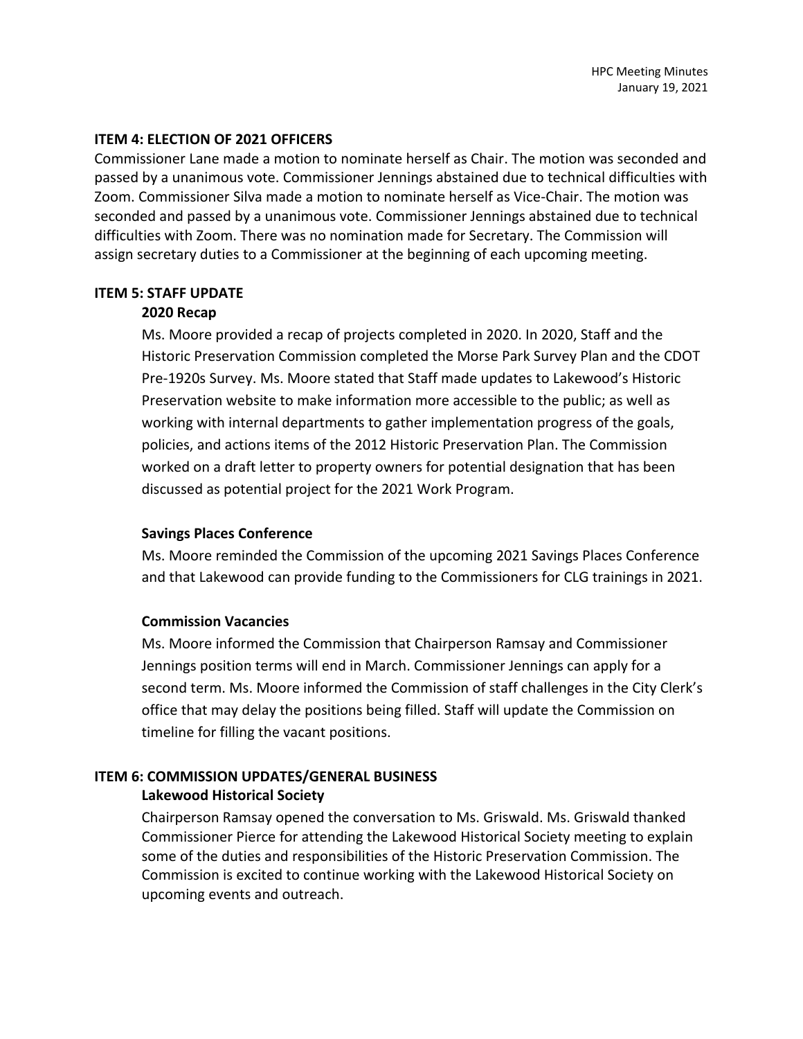**ITEM 4: ELECTION OF 2021 OFFICERS**

Commissioner Lane made a motion to nominate herself as Chair. The motion was seconded and passed by a unanimous vote. Commissioner Jennings abstained due to technical difficulties with Zoom. Commissioner Silva made a motion to nominate herself as Vice-Chair. The motion was seconded and passed by a unanimous vote. Commissioner Jennings abstained due to technical difficulties with Zoom. There was no nomination made for Secretary. The Commission will assign secretary duties to a Commissioner at the beginning of each upcoming meeting.

**ITEM 5: STAFF UPDATE**

**2020 Recap**

Ms. Moore provided a recap of projects completed in 2020. In 2020, Staff and the Historic Preservation Commission completed the Morse Park Survey Plan and the CDOT Pre-1920s Survey. Ms. Moore stated that Staff made updates to Lakewood's Historic Preservation website to make information more accessible to the public; as well as working with internal departments to gather implementation progress of the goals, policies, and actions items of the 2012 Historic Preservation Plan. The Commission worked on a draft letter to property owners for potential designation that has been discussed as potential project for the 2021 Work Program.

**Savings Places Conference**

Ms. Moore reminded the Commission of the upcoming 2021 Savings Places Conference and that Lakewood can provide funding to the Commissioners for CLG trainings in 2021.

**Commission Vacancies**

Ms. Moore informed the Commission that Chairperson Ramsay and Commissioner Jennings position terms will end in March. Commissioner Jennings can apply for a second term. Ms. Moore informed the Commission of staff challenges in the City Clerk's office that may delay the positions being filled. Staff will update the Commission on timeline for filling the vacant positions.

**ITEM 6: COMMISSION UPDATES/GENERAL BUSINESS**

**Lakewood Historical Society**

Chairperson Ramsay opened the conversation to Ms. Griswald. Ms. Griswald thanked Commissioner Pierce for attending the Lakewood Historical Society meeting to explain some of the duties and responsibilities of the Historic Preservation Commission. The Commission is excited to continue working with the Lakewood Historical Society on upcoming events and outreach.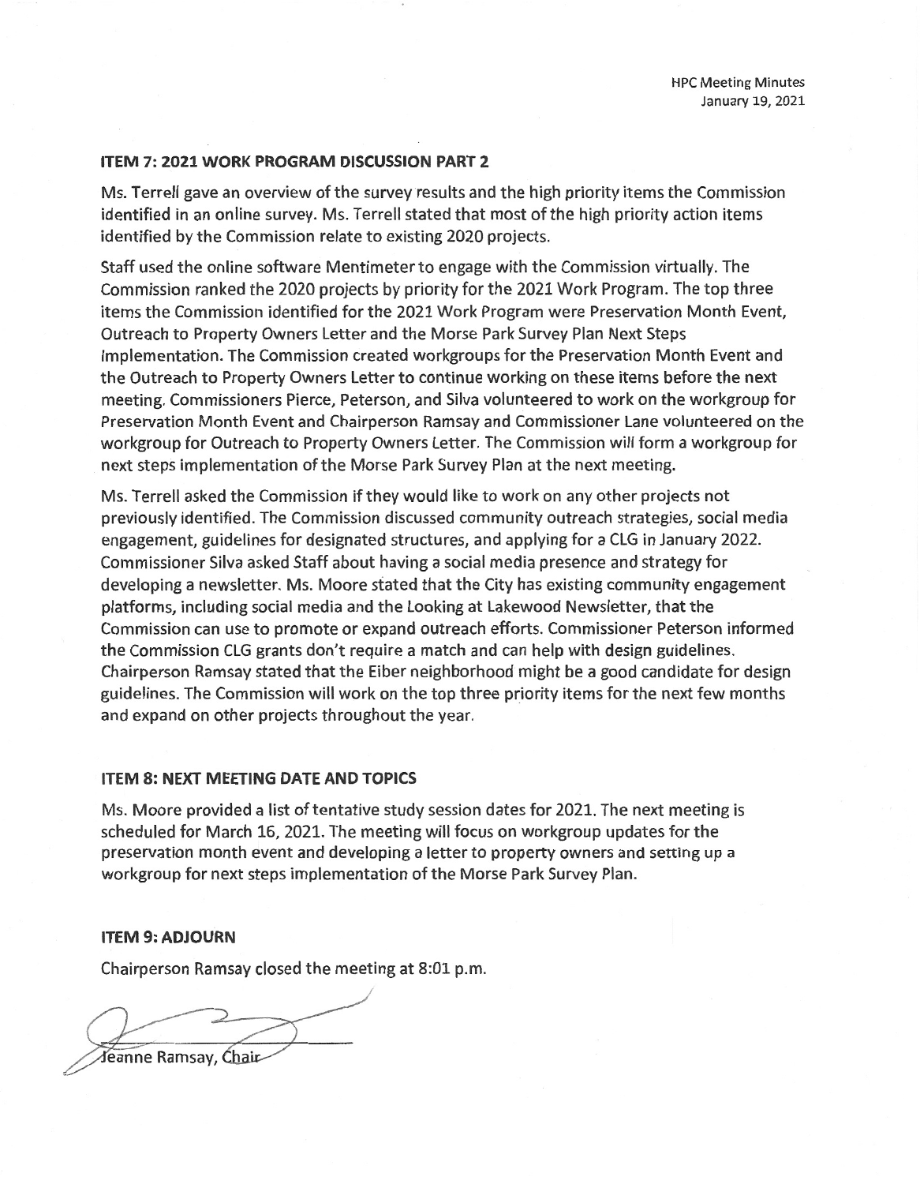### ITEM 7: 2021 WORK PROGRAM DISCUSSION PART 2

Ms. Terrell gave an overview of the survey results and the high priority items the Commission identified in an online survey. Ms. Terrell stated that most of the high priority action items identified by the Commission relate to existing 2020 projects.

Staff used the online software Mentimeter to engage with the Commission virtually. The Commission ranked the 2020 projects by priority for the 2021 Work Program. The top three items the Commission identified for the 2021 Work Program were Preservation Month Event, Outreach to Property Owners Letter and the Morse Park Survey Plan Next Steps Implementation. The Commission created workgroups for the Preservation Month Event and the Outreach to Property Owners Letter to continue working on these items before the next meeting. Commissioners Pierce, Peterson, and Silva volunteered to work on the workgroup for Preservation Month Event and Chairperson Ramsay and Commissioner Lane volunteered on the workgroup for Outreach to Property Owners Letter. The Commission will form a workgroup for next steps implementation of the Morse Park Survey Plan at the next meeting.

Ms. Terrell asked the Commission if they would like to work on any other projects not previously identified. The Commission discussed community outreach strategies, social media engagement, guidelines for designated structures, and applying for a CLG in January 2022. Commissioner Silva asked Staff about having a social media presence and strategy for developing a newsletter. Ms. Moore stated that the City has existing community engagement platforms, including social media and the Looking at Lakewood Newsletter, that the Commission can use to promote or expand outreach efforts. Commissioner Peterson informed the Commission CLG grants don't require a match and can help with design guidelines. Chairperson Ramsay stated that the Eiber neighborhood might be a good candidate for design guidelines. The Commission will work on the top three priority items for the next few months and expand on other projects throughout the year.

### ITEM 8: NEXT MEETING DATE AND TOPICS

Ms. Moore provided a list of tentative study session dates for 2021. The next meeting is scheduled for March 16, 2021. The meeting will focus on workgroup updates for the preservation month event and developing a letter to property owners and setting up a workgroup for next steps implementation of the Morse Park Survey Plan.

### ITEM 9: ADJOURN

Chairperson Ramsay closed the meeting at 8:01 p.m.

Jeanne Ramsay, Chair